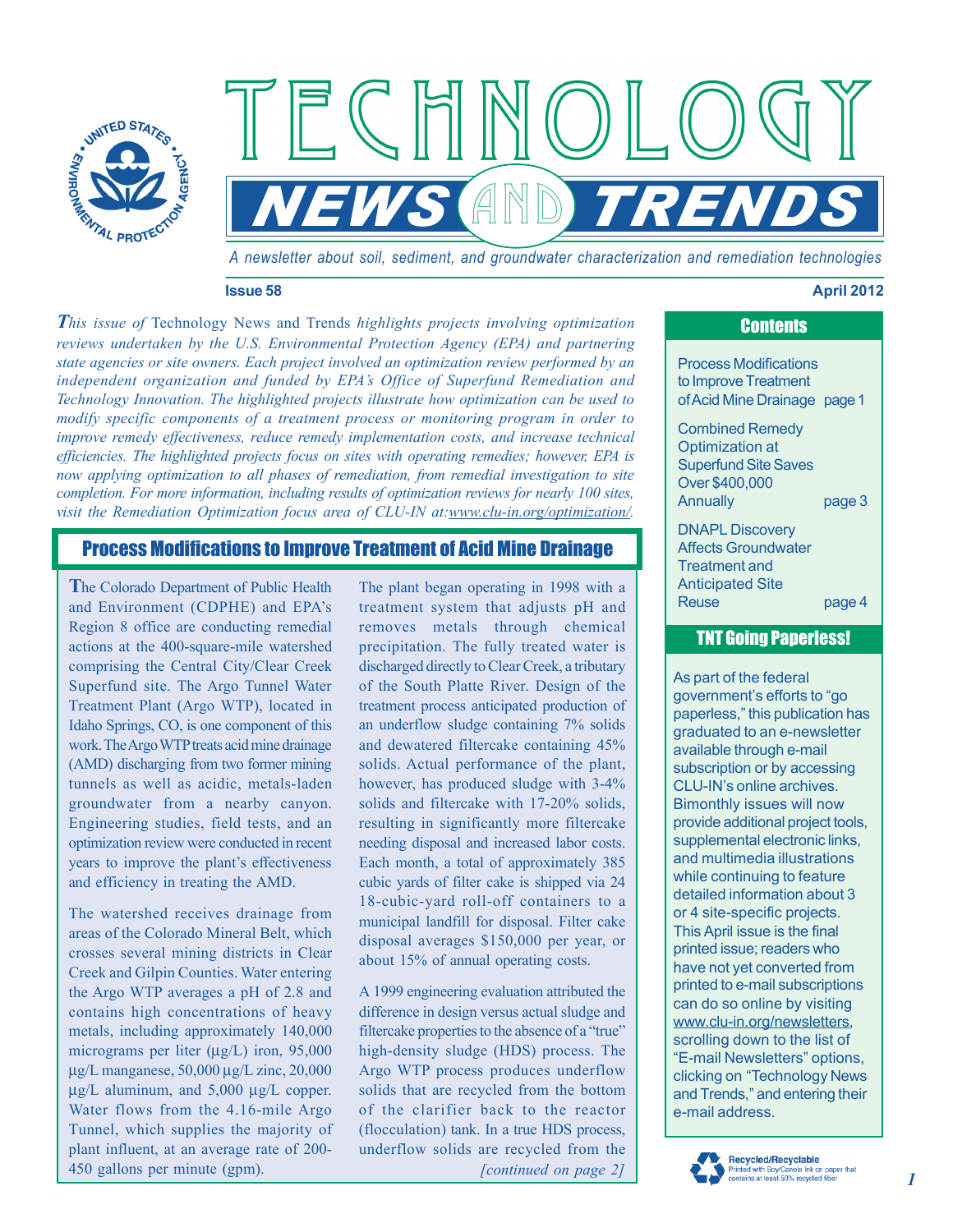# TECHNOLOGY NEWS AND TRENDS

*A newsletter about soil, sediment, and groundwater characterization and remediation technologies*

**Issue 58** **April 2012**

*This issue of* Technology News and Trends *highlights projects involving optimization reviews undertaken by the U.S. Environmental Protection Agency (EPA) and partnering state agencies or site owners. Each project involved an optimization review performed by an independent organization and funded by EPA's Office of Superfund Remediation and Technology Innovation. The highlighted projects illustrate how optimization can be used to modify specific components of a treatment process or monitoring program in order to improve remedy effectiveness, reduce remedy implementation costs, and increase technical efficiencies. The highlighted projects focus on sites with operating remedies; however, EPA is now applying optimization to all phases of remediation, from remedial investigation to site completion. For more information, including results of optimization reviews for nearly 100 sites, visit the Remediation Optimization focus area of CLU-IN at: www.clu-in.org/optimization/.*

## Process Modifications to Improve Treatment of Acid Mine Drainage

The Colorado Department of Public Health and Environment (CDPHE) and EPA's Region 8 office are conducting remedial actions at the 400-square-mile watershed comprising the Central City/Clear Creek Superfund site. The Argo Tunnel Water Treatment Plant (Argo WTP), located in Idaho Springs, CO, is one component of this work. The Argo WTP treats acid mine drainage (AMD) discharging from two former mining tunnels as well as acidic, metals-laden groundwater from a nearby canyon. Engineering studies, field tests, and an optimization review were conducted in recent years to improve the plant's effectiveness and efficiency in treating the AMD.

The watershed receives drainage from areas of the Colorado Mineral Belt, which crosses several mining districts in Clear Creek and Gilpin Counties. Water entering the Argo WTP averages a pH of 2.8 and contains high concentrations of heavy metals, including approximately 140,000 micrograms per liter (µg/L) iron, 95,000 µg/L manganese, 50,000 µg/L zinc, 20,000 µg/L aluminum, and 5,000 µg/L copper. Water flows from the 4.16-mile Argo Tunnel, which supplies the majority of plant influent, at an average rate of 200-450 gallons per minute (gpm).

The plant began operating in 1998 with a treatment system that adjusts pH and removes metals through chemical precipitation. The fully treated water is discharged directly to Clear Creek, a tributary of the South Platte River. Design of the treatment process anticipated production of an underflow sludge containing 7% solids and dewatered filtercake containing 45% solids. Actual performance of the plant, however, has produced sludge with 3-4% solids and filtercake with 17-20% solids, resulting in significantly more filtercake needing disposal and increased labor costs. Each month, a total of approximately 385 cubic yards of filter cake is shipped via 24 18-cubic-yard roll-off containers to a municipal landfill for disposal. Filter cake disposal averages $150,000 per year, or about 15% of annual operating costs.

A 1999 engineering evaluation attributed the difference in design versus actual sludge and filtercake properties to the absence of a "true" high-density sludge (HDS) process. The Argo WTP process produces underflow solids that are recycled from the bottom of the clarifier back to the reactor (flocculation) tank. In a true HDS process, underflow solids are recycled from the

*[continued on page 2]*

## Contents

- Process Modifications to Improve Treatment of Acid Mine Drainage — page 1
- Combined Remedy Optimization at Superfund Site Saves Over $400,000 Annually — page 3
- DNAPL Discovery Affects Groundwater Treatment and Anticipated Site Reuse — page 4

## TNT Going Paperless!

As part of the federal government's efforts to "go paperless," this publication has graduated to an e-newsletter available through e-mail subscription or by accessing CLU-IN's online archives. Bimonthly issues will now provide additional project tools, supplemental electronic links, and multimedia illustrations while continuing to feature detailed information about 3 or 4 site-specific projects. This April issue is the final printed issue; readers who have not yet converted from printed to e-mail subscriptions can do so online by visiting www.clu-in.org/newsletters, scrolling down to the list of "E-mail Newsletters" options, clicking on "Technology News and Trends," and entering their e-mail address.

**Recycled/Recyclable**
Printed with Soy/Canola ink on paper that contains at least 50% recycled fiber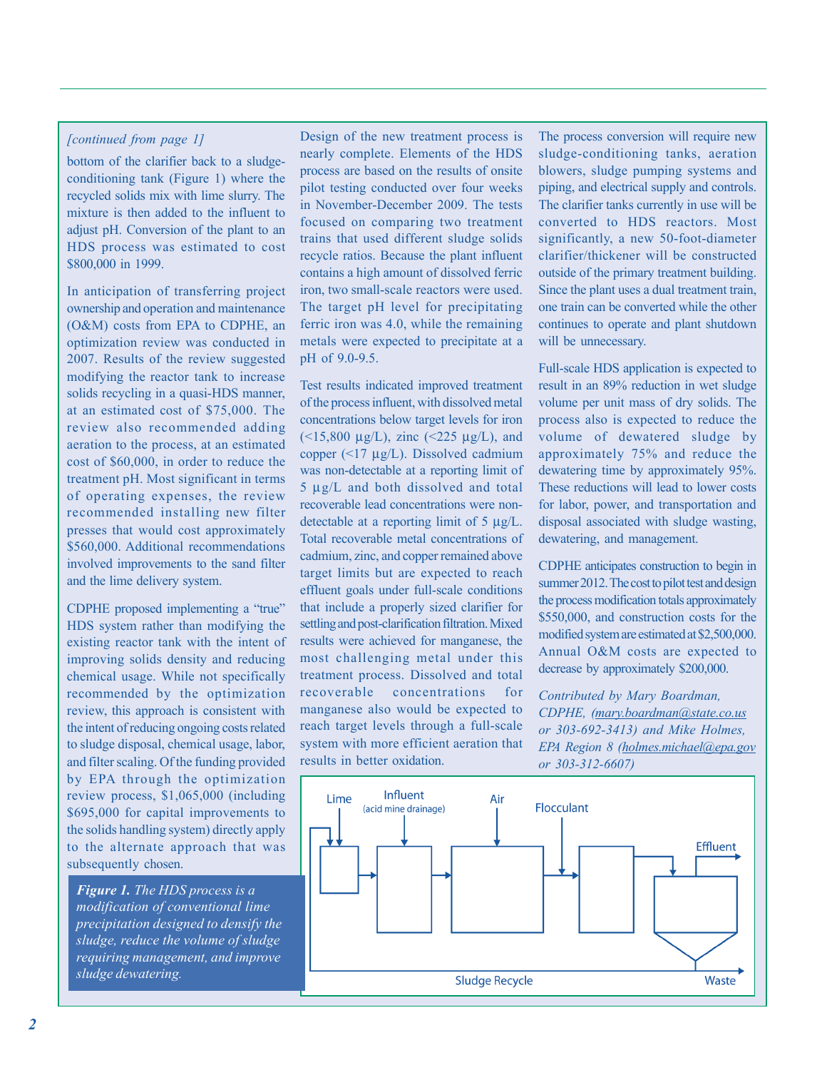*[continued from page 1]*

bottom of the clarifier back to a sludge-conditioning tank (Figure 1) where the recycled solids mix with lime slurry. The mixture is then added to the influent to adjust pH. Conversion of the plant to an HDS process was estimated to cost $800,000 in 1999.

In anticipation of transferring project ownership and operation and maintenance (O&M) costs from EPA to CDPHE, an optimization review was conducted in 2007. Results of the review suggested modifying the reactor tank to increase solids recycling in a quasi-HDS manner, at an estimated cost of $75,000. The review also recommended adding aeration to the process, at an estimated cost of $60,000, in order to reduce the treatment pH. Most significant in terms of operating expenses, the review recommended installing new filter presses that would cost approximately $560,000. Additional recommendations involved improvements to the sand filter and the lime delivery system.

CDPHE proposed implementing a "true" HDS system rather than modifying the existing reactor tank with the intent of improving solids density and reducing chemical usage. While not specifically recommended by the optimization review, this approach is consistent with the intent of reducing ongoing costs related to sludge disposal, chemical usage, labor, and filter scaling. Of the funding provided by EPA through the optimization review process, $1,065,000 (including $695,000 for capital improvements to the solids handling system) directly apply to the alternate approach that was subsequently chosen.

Design of the new treatment process is nearly complete. Elements of the HDS process are based on the results of onsite pilot testing conducted over four weeks in November-December 2009. The tests focused on comparing two treatment trains that used different sludge solids recycle ratios. Because the plant influent contains a high amount of dissolved ferric iron, two small-scale reactors were used. The target pH level for precipitating ferric iron was 4.0, while the remaining metals were expected to precipitate at a pH of 9.0-9.5.

Test results indicated improved treatment of the process influent, with dissolved metal concentrations below target levels for iron (<15,800 µg/L), zinc (<225 µg/L), and copper (<17 µg/L). Dissolved cadmium was non-detectable at a reporting limit of 5 µg/L and both dissolved and total recoverable lead concentrations were non-detectable at a reporting limit of 5 µg/L. Total recoverable metal concentrations of cadmium, zinc, and copper remained above target limits but are expected to reach effluent goals under full-scale conditions that include a properly sized clarifier for settling and post-clarification filtration. Mixed results were achieved for manganese, the most challenging metal under this treatment process. Dissolved and total recoverable concentrations for manganese also would be expected to reach target levels through a full-scale system with more efficient aeration that results in better oxidation.

The process conversion will require new sludge-conditioning tanks, aeration blowers, sludge pumping systems and piping, and electrical supply and controls. The clarifier tanks currently in use will be converted to HDS reactors. Most significantly, a new 50-foot-diameter clarifier/thickener will be constructed outside of the primary treatment building. Since the plant uses a dual treatment train, one train can be converted while the other continues to operate and plant shutdown will be unnecessary.

Full-scale HDS application is expected to result in an 89% reduction in wet sludge volume per unit mass of dry solids. The process also is expected to reduce the volume of dewatered sludge by approximately 75% and reduce the dewatering time by approximately 95%. These reductions will lead to lower costs for labor, power, and transportation and disposal associated with sludge wasting, dewatering, and management.

CDPHE anticipates construction to begin in summer 2012. The cost to pilot test and design the process modification totals approximately $550,000, and construction costs for the modified system are estimated at $2,500,000. Annual O&M costs are expected to decrease by approximately $200,000.

*Contributed by Mary Boardman, CDPHE, (mary.boardman@state.co.us or 303-692-3413) and Mike Holmes, EPA Region 8 (holmes.michael@epa.gov or 303-312-6607)*

Lime | Influent (acid mine drainage) | Air | Flocculant | Effluent | Sludge Recycle | Waste

***Figure 1.*** *The HDS process is a modification of conventional lime precipitation designed to densify the sludge, reduce the volume of sludge requiring management, and improve sludge dewatering.*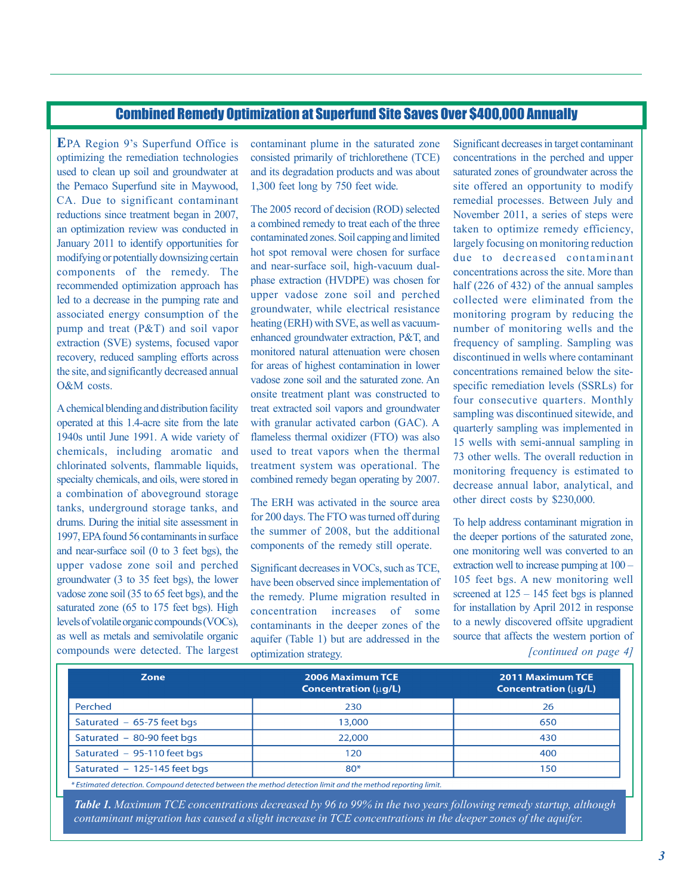## Combined Remedy Optimization at Superfund Site Saves Over $400,000 Annually

EPA Region 9's Superfund Office is optimizing the remediation technologies used to clean up soil and groundwater at the Pemaco Superfund site in Maywood, CA. Due to significant contaminant reductions since treatment began in 2007, an optimization review was conducted in January 2011 to identify opportunities for modifying or potentially downsizing certain components of the remedy. The recommended optimization approach has led to a decrease in the pumping rate and associated energy consumption of the pump and treat (P&T) and soil vapor extraction (SVE) systems, focused vapor recovery, reduced sampling efforts across the site, and significantly decreased annual O&M costs.

A chemical blending and distribution facility operated at this 1.4-acre site from the late 1940s until June 1991. A wide variety of chemicals, including aromatic and chlorinated solvents, flammable liquids, specialty chemicals, and oils, were stored in a combination of aboveground storage tanks, underground storage tanks, and drums. During the initial site assessment in 1997, EPA found 56 contaminants in surface and near-surface soil (0 to 3 feet bgs), the upper vadose zone soil and perched groundwater (3 to 35 feet bgs), the lower vadose zone soil (35 to 65 feet bgs), and the saturated zone (65 to 175 feet bgs). High levels of volatile organic compounds (VOCs), as well as metals and semivolatile organic compounds were detected. The largest contaminant plume in the saturated zone consisted primarily of trichlorethene (TCE) and its degradation products and was about 1,300 feet long by 750 feet wide.

The 2005 record of decision (ROD) selected a combined remedy to treat each of the three contaminated zones. Soil capping and limited hot spot removal were chosen for surface and near-surface soil, high-vacuum dual-phase extraction (HVDPE) was chosen for upper vadose zone soil and perched groundwater, while electrical resistance heating (ERH) with SVE, as well as vacuum-enhanced groundwater extraction, P&T, and monitored natural attenuation were chosen for areas of highest contamination in lower vadose zone soil and the saturated zone. An onsite treatment plant was constructed to treat extracted soil vapors and groundwater with granular activated carbon (GAC). A flameless thermal oxidizer (FTO) was also used to treat vapors when the thermal treatment system was operational. The combined remedy began operating by 2007.

The ERH was activated in the source area for 200 days. The FTO was turned off during the summer of 2008, but the additional components of the remedy still operate.

Significant decreases in VOCs, such as TCE, have been observed since implementation of the remedy. Plume migration resulted in concentration increases of some contaminants in the deeper zones of the aquifer (Table 1) but are addressed in the optimization strategy.

Significant decreases in target contaminant concentrations in the perched and upper saturated zones of groundwater across the site offered an opportunity to modify remedial processes. Between July and November 2011, a series of steps were taken to optimize remedy efficiency, largely focusing on monitoring reduction due to decreased contaminant concentrations across the site. More than half (226 of 432) of the annual samples collected were eliminated from the monitoring program by reducing the number of monitoring wells and the frequency of sampling. Sampling was discontinued in wells where contaminant concentrations remained below the site-specific remediation levels (SSRLs) for four consecutive quarters. Monthly sampling was discontinued sitewide, and quarterly sampling was implemented in 15 wells with semi-annual sampling in 73 other wells. The overall reduction in monitoring frequency is estimated to decrease annual labor, analytical, and other direct costs by $230,000.

To help address contaminant migration in the deeper portions of the saturated zone, one monitoring well was converted to an extraction well to increase pumping at 100 – 105 feet bgs. A new monitoring well screened at 125 – 145 feet bgs is planned for installation by April 2012 in response to a newly discovered offsite upgradient source that affects the western portion of *[continued on page 4]*

| Zone | 2006 Maximum TCE Concentration (μg/L) | 2011 Maximum TCE Concentration (μg/L) |
|---|---|---|
| Perched | 230 | 26 |
| Saturated – 65-75 feet bgs | 13,000 | 650 |
| Saturated – 80-90 feet bgs | 22,000 | 430 |
| Saturated – 95-110 feet bgs | 120 | 400 |
| Saturated – 125-145 feet bgs | 80* | 150 |

*\* Estimated detection. Compound detected between the method detection limit and the method reporting limit.*

***Table 1.** Maximum TCE concentrations decreased by 96 to 99% in the two years following remedy startup, although contaminant migration has caused a slight increase in TCE concentrations in the deeper zones of the aquifer.*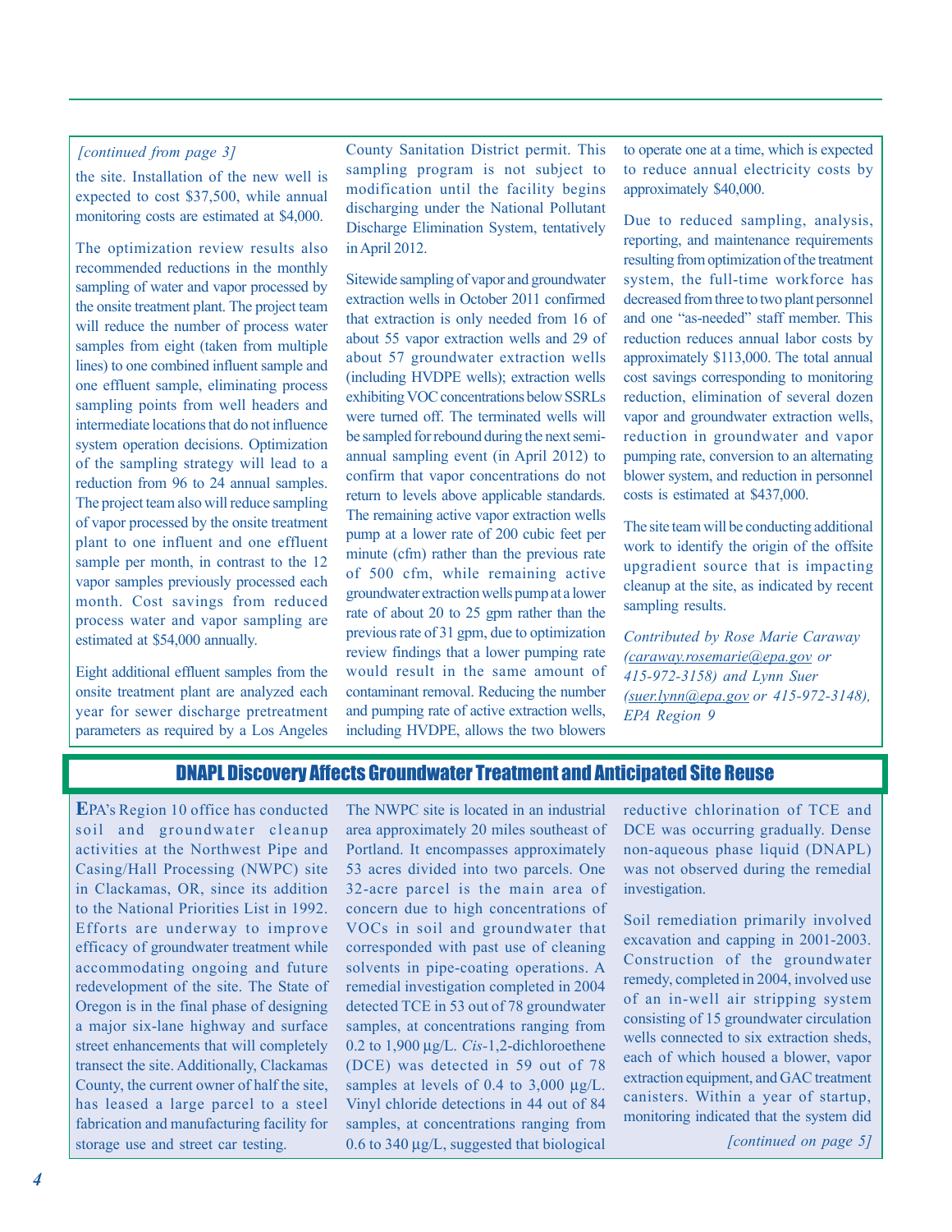*[continued from page 3]*

the site. Installation of the new well is expected to cost $37,500, while annual monitoring costs are estimated at $4,000.

The optimization review results also recommended reductions in the monthly sampling of water and vapor processed by the onsite treatment plant. The project team will reduce the number of process water samples from eight (taken from multiple lines) to one combined influent sample and one effluent sample, eliminating process sampling points from well headers and intermediate locations that do not influence system operation decisions. Optimization of the sampling strategy will lead to a reduction from 96 to 24 annual samples. The project team also will reduce sampling of vapor processed by the onsite treatment plant to one influent and one effluent sample per month, in contrast to the 12 vapor samples previously processed each month. Cost savings from reduced process water and vapor sampling are estimated at $54,000 annually.

Eight additional effluent samples from the onsite treatment plant are analyzed each year for sewer discharge pretreatment parameters as required by a Los Angeles County Sanitation District permit. This sampling program is not subject to modification until the facility begins discharging under the National Pollutant Discharge Elimination System, tentatively in April 2012.

Sitewide sampling of vapor and groundwater extraction wells in October 2011 confirmed that extraction is only needed from 16 of about 55 vapor extraction wells and 29 of about 57 groundwater extraction wells (including HVDPE wells); extraction wells exhibiting VOC concentrations below SSRLs were turned off. The terminated wells will be sampled for rebound during the next semi-annual sampling event (in April 2012) to confirm that vapor concentrations do not return to levels above applicable standards. The remaining active vapor extraction wells pump at a lower rate of 200 cubic feet per minute (cfm) rather than the previous rate of 500 cfm, while remaining active groundwater extraction wells pump at a lower rate of about 20 to 25 gpm rather than the previous rate of 31 gpm, due to optimization review findings that a lower pumping rate would result in the same amount of contaminant removal. Reducing the number and pumping rate of active extraction wells, including HVDPE, allows the two blowers to operate one at a time, which is expected to reduce annual electricity costs by approximately $40,000.

Due to reduced sampling, analysis, reporting, and maintenance requirements resulting from optimization of the treatment system, the full-time workforce has decreased from three to two plant personnel and one "as-needed" staff member. This reduction reduces annual labor costs by approximately $113,000. The total annual cost savings corresponding to monitoring reduction, elimination of several dozen vapor and groundwater extraction wells, reduction in groundwater and vapor pumping rate, conversion to an alternating blower system, and reduction in personnel costs is estimated at $437,000.

The site team will be conducting additional work to identify the origin of the offsite upgradient source that is impacting cleanup at the site, as indicated by recent sampling results.

*Contributed by Rose Marie Caraway (caraway.rosemarie@epa.gov or 415-972-3158) and Lynn Suer (suer.lynn@epa.gov or 415-972-3148), EPA Region 9*

## DNAPL Discovery Affects Groundwater Treatment and Anticipated Site Reuse

EPA's Region 10 office has conducted soil and groundwater cleanup activities at the Northwest Pipe and Casing/Hall Processing (NWPC) site in Clackamas, OR, since its addition to the National Priorities List in 1992. Efforts are underway to improve efficacy of groundwater treatment while accommodating ongoing and future redevelopment of the site. The State of Oregon is in the final phase of designing a major six-lane highway and surface street enhancements that will completely transect the site. Additionally, Clackamas County, the current owner of half the site, has leased a large parcel to a steel fabrication and manufacturing facility for storage use and street car testing.

The NWPC site is located in an industrial area approximately 20 miles southeast of Portland. It encompasses approximately 53 acres divided into two parcels. One 32-acre parcel is the main area of concern due to high concentrations of VOCs in soil and groundwater that corresponded with past use of cleaning solvents in pipe-coating operations. A remedial investigation completed in 2004 detected TCE in 53 out of 78 groundwater samples, at concentrations ranging from 0.2 to 1,900 µg/L. *Cis*-1,2-dichloroethene (DCE) was detected in 59 out of 78 samples at levels of 0.4 to 3,000 µg/L. Vinyl chloride detections in 44 out of 84 samples, at concentrations ranging from 0.6 to 340 µg/L, suggested that biological reductive chlorination of TCE and DCE was occurring gradually. Dense non-aqueous phase liquid (DNAPL) was not observed during the remedial investigation.

Soil remediation primarily involved excavation and capping in 2001-2003. Construction of the groundwater remedy, completed in 2004, involved use of an in-well air stripping system consisting of 15 groundwater circulation wells connected to six extraction sheds, each of which housed a blower, vapor extraction equipment, and GAC treatment canisters. Within a year of startup, monitoring indicated that the system did

*[continued on page 5]*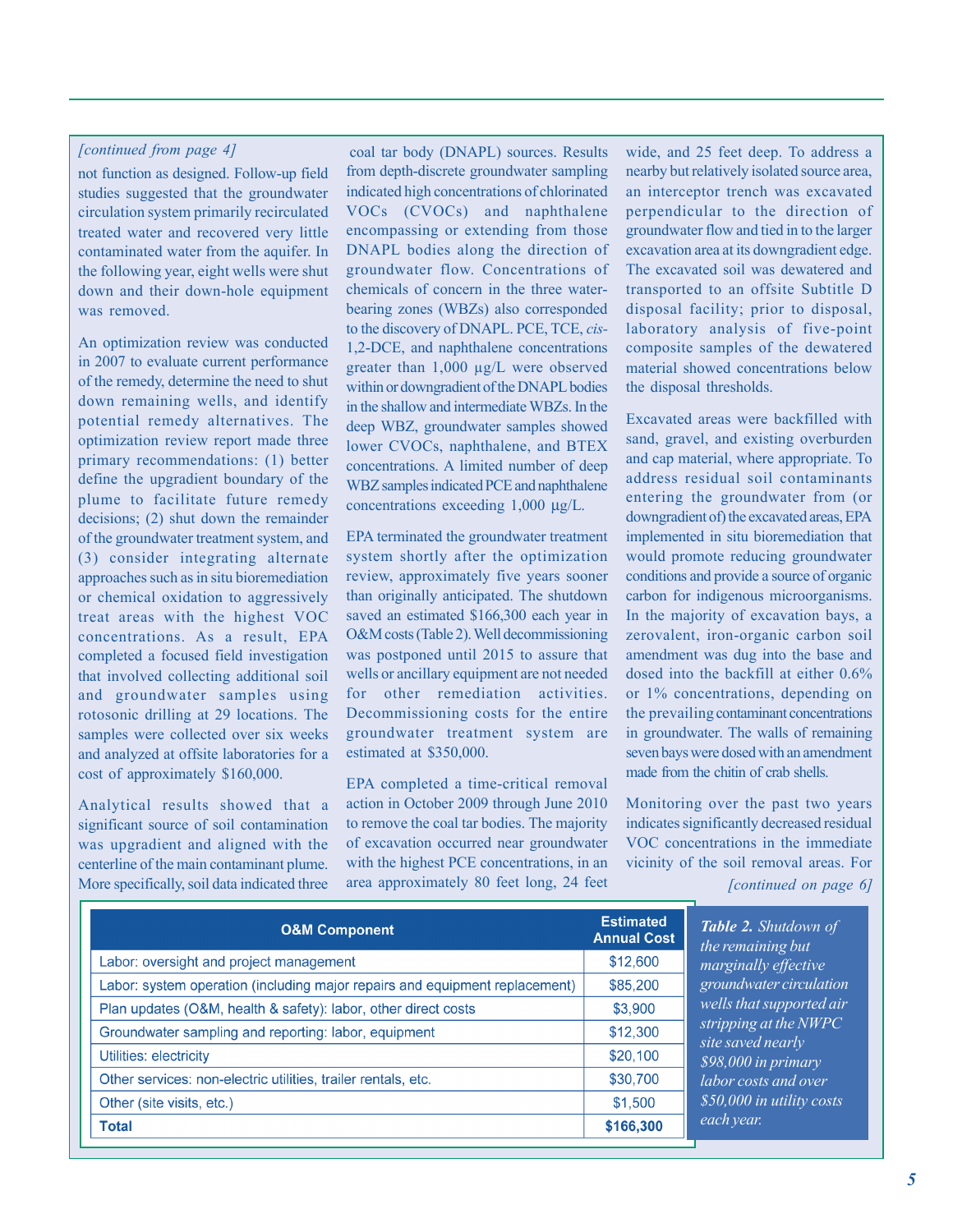*[continued from page 4]*

not function as designed. Follow-up field studies suggested that the groundwater circulation system primarily recirculated treated water and recovered very little contaminated water from the aquifer. In the following year, eight wells were shut down and their down-hole equipment was removed.

An optimization review was conducted in 2007 to evaluate current performance of the remedy, determine the need to shut down remaining wells, and identify potential remedy alternatives. The optimization review report made three primary recommendations: (1) better define the upgradient boundary of the plume to facilitate future remedy decisions; (2) shut down the remainder of the groundwater treatment system, and (3) consider integrating alternate approaches such as in situ bioremediation or chemical oxidation to aggressively treat areas with the highest VOC concentrations. As a result, EPA completed a focused field investigation that involved collecting additional soil and groundwater samples using rotosonic drilling at 29 locations. The samples were collected over six weeks and analyzed at offsite laboratories for a cost of approximately $160,000.

Analytical results showed that a significant source of soil contamination was upgradient and aligned with the centerline of the main contaminant plume. More specifically, soil data indicated three coal tar body (DNAPL) sources. Results from depth-discrete groundwater sampling indicated high concentrations of chlorinated VOCs (CVOCs) and naphthalene encompassing or extending from those DNAPL bodies along the direction of groundwater flow. Concentrations of chemicals of concern in the three water-bearing zones (WBZs) also corresponded to the discovery of DNAPL. PCE, TCE, *cis*-1,2-DCE, and naphthalene concentrations greater than 1,000 µg/L were observed within or downgradient of the DNAPL bodies in the shallow and intermediate WBZs. In the deep WBZ, groundwater samples showed lower CVOCs, naphthalene, and BTEX concentrations. A limited number of deep WBZ samples indicated PCE and naphthalene concentrations exceeding 1,000 µg/L.

EPA terminated the groundwater treatment system shortly after the optimization review, approximately five years sooner than originally anticipated. The shutdown saved an estimated $166,300 each year in O&M costs (Table 2). Well decommissioning was postponed until 2015 to assure that wells or ancillary equipment are not needed for other remediation activities. Decommissioning costs for the entire groundwater treatment system are estimated at $350,000.

EPA completed a time-critical removal action in October 2009 through June 2010 to remove the coal tar bodies. The majority of excavation occurred near groundwater with the highest PCE concentrations, in an area approximately 80 feet long, 24 feet wide, and 25 feet deep. To address a nearby but relatively isolated source area, an interceptor trench was excavated perpendicular to the direction of groundwater flow and tied in to the larger excavation area at its downgradient edge. The excavated soil was dewatered and transported to an offsite Subtitle D disposal facility; prior to disposal, laboratory analysis of five-point composite samples of the dewatered material showed concentrations below the disposal thresholds.

Excavated areas were backfilled with sand, gravel, and existing overburden and cap material, where appropriate. To address residual soil contaminants entering the groundwater from (or downgradient of) the excavated areas, EPA implemented in situ bioremediation that would promote reducing groundwater conditions and provide a source of organic carbon for indigenous microorganisms. In the majority of excavation bays, a zerovalent, iron-organic carbon soil amendment was dug into the base and dosed into the backfill at either 0.6% or 1% concentrations, depending on the prevailing contaminant concentrations in groundwater. The walls of remaining seven bays were dosed with an amendment made from the chitin of crab shells.

Monitoring over the past two years indicates significantly decreased residual VOC concentrations in the immediate vicinity of the soil removal areas. For

*[continued on page 6]*

| O&M Component | Estimated Annual Cost |
|---|---|
| Labor: oversight and project management | $12,600 |
| Labor: system operation (including major repairs and equipment replacement) | $85,200 |
| Plan updates (O&M, health & safety): labor, other direct costs | $3,900 |
| Groundwater sampling and reporting: labor, equipment | $12,300 |
| Utilities: electricity | $20,100 |
| Other services: non-electric utilities, trailer rentals, etc. | $30,700 |
| Other (site visits, etc.) | $1,500 |
| **Total** | **$166,300** |

***Table 2.*** *Shutdown of the remaining but marginally effective groundwater circulation wells that supported air stripping at the NWPC site saved nearly $98,000 in primary labor costs and over $50,000 in utility costs each year.*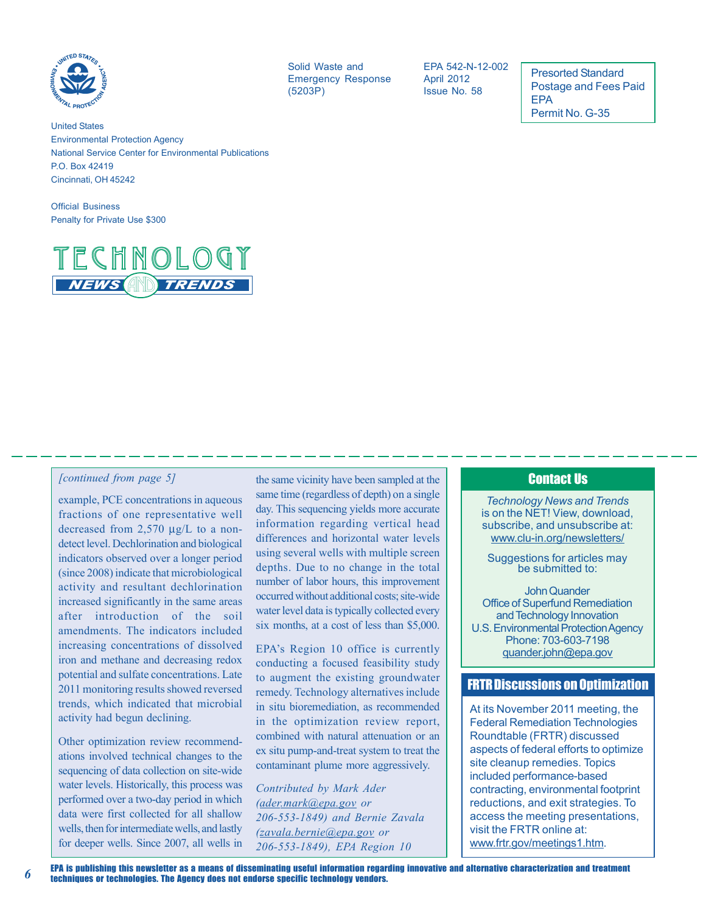Solid Waste and Emergency Response (5203P)

EPA 542-N-12-002
April 2012
Issue No. 58

Presorted Standard
Postage and Fees Paid
EPA
Permit No. G-35

United States
Environmental Protection Agency
National Service Center for Environmental Publications
P.O. Box 42419
Cincinnati, OH 45242

Official Business
Penalty for Private Use $300

# TECHNOLOGY NEWS AND TRENDS

*[continued from page 5]*

example, PCE concentrations in aqueous fractions of one representative well decreased from 2,570 µg/L to a non-detect level. Dechlorination and biological indicators observed over a longer period (since 2008) indicate that microbiological activity and resultant dechlorination increased significantly in the same areas after introduction of the soil amendments. The indicators included increasing concentrations of dissolved iron and methane and decreasing redox potential and sulfate concentrations. Late 2011 monitoring results showed reversed trends, which indicated that microbial activity had begun declining.

Other optimization review recommendations involved technical changes to the sequencing of data collection on site-wide water levels. Historically, this process was performed over a two-day period in which data were first collected for all shallow wells, then for intermediate wells, and lastly for deeper wells. Since 2007, all wells in the same vicinity have been sampled at the same time (regardless of depth) on a single day. This sequencing yields more accurate information regarding vertical head differences and horizontal water levels using several wells with multiple screen depths. Due to no change in the total number of labor hours, this improvement occurred without additional costs; site-wide water level data is typically collected every six months, at a cost of less than $5,000.

EPA's Region 10 office is currently conducting a focused feasibility study to augment the existing groundwater remedy. Technology alternatives include in situ bioremediation, as recommended in the optimization review report, combined with natural attenuation or an ex situ pump-and-treat system to treat the contaminant plume more aggressively.

*Contributed by Mark Ader (ader.mark@epa.gov or 206-553-1849) and Bernie Zavala (zavala.bernie@epa.gov or 206-553-1849), EPA Region 10*

## Contact Us

*Technology News and Trends* is on the NET! View, download, subscribe, and unsubscribe at: www.clu-in.org/newsletters/

Suggestions for articles may be submitted to:

John Quander
Office of Superfund Remediation and Technology Innovation
U.S. Environmental Protection Agency
Phone: 703-603-7198
quander.john@epa.gov

## FRTR Discussions on Optimization

At its November 2011 meeting, the Federal Remediation Technologies Roundtable (FRTR) discussed aspects of federal efforts to optimize site cleanup remedies. Topics included performance-based contracting, environmental footprint reductions, and exit strategies. To access the meeting presentations, visit the FRTR online at: www.frtr.gov/meetings1.htm.

**EPA is publishing this newsletter as a means of disseminating useful information regarding innovative and alternative characterization and treatment techniques or technologies. The Agency does not endorse specific technology vendors.**